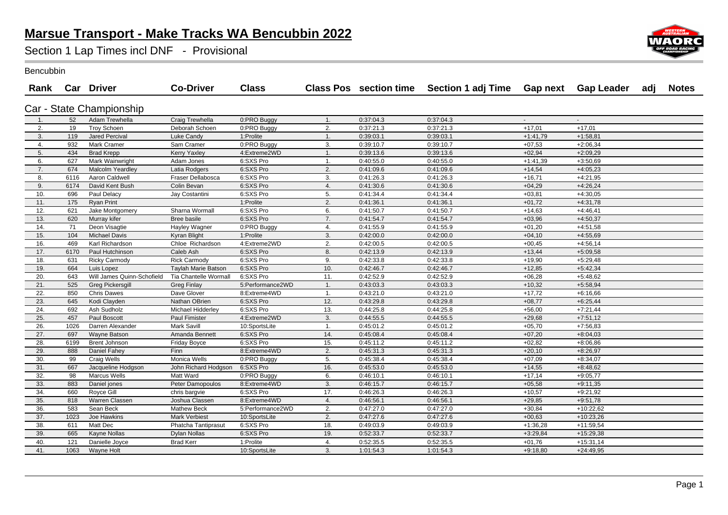# Marsue Transport - Make Tracks WA Bencubbin 2022

## Section 1 Lap Times incl DNF - Provisional

Bencubbin

### Car - State Championship

| Rank | Car | Driver | Co-Driver | Class | Class Pos | section time | Section 1 adj Time | Gap next | Gap Leader | adj | Notes |
|---|---|---|---|---|---|---|---|---|---|---|---|
| 1. | 52 | Adam Trewhella | Craig Trewhella | 0:PRO Buggy | 1. | 0:37:04.3 | 0:37:04.3 | - | - | | |
| 2. | 19 | Troy Schoen | Deborah Schoen | 0:PRO Buggy | 2. | 0:37:21.3 | 0:37:21.3 | +17,01 | +17,01 | | |
| 3. | 119 | Jared Percival | Luke Candy | 1:Prolite | 1. | 0:39:03.1 | 0:39:03.1 | +1:41,79 | +1:58,81 | | |
| 4. | 932 | Mark Cramer | Sam Cramer | 0:PRO Buggy | 3. | 0:39:10.7 | 0:39:10.7 | +07,53 | +2:06,34 | | |
| 5. | 434 | Brad Krepp | Kerry Yaxley | 4:Extreme2WD | 1. | 0:39:13.6 | 0:39:13.6 | +02,94 | +2:09,29 | | |
| 6. | 627 | Mark Wainwright | Adam Jones | 6:SXS Pro | 1. | 0:40:55.0 | 0:40:55.0 | +1:41,39 | +3:50,69 | | |
| 7. | 674 | Malcolm Yeardley | Latia Rodgers | 6:SXS Pro | 2. | 0:41:09.6 | 0:41:09.6 | +14,54 | +4:05,23 | | |
| 8. | 6116 | Aaron Caldwell | Fraser Dellabosca | 6:SXS Pro | 3. | 0:41:26.3 | 0:41:26.3 | +16,71 | +4:21,95 | | |
| 9. | 6174 | David Kent Bush | Colin Bevan | 6:SXS Pro | 4. | 0:41:30.6 | 0:41:30.6 | +04,29 | +4:26,24 | | |
| 10. | 696 | Paul Delacy | Jay Costantini | 6:SXS Pro | 5. | 0:41:34.4 | 0:41:34.4 | +03,81 | +4:30,05 | | |
| 11. | 175 | Ryan Print | | 1:Prolite | 2. | 0:41:36.1 | 0:41:36.1 | +01,72 | +4:31,78 | | |
| 12. | 621 | Jake Montgomery | Sharna Wormall | 6:SXS Pro | 6. | 0:41:50.7 | 0:41:50.7 | +14,63 | +4:46,41 | | |
| 13. | 620 | Murray kifer | Bree basile | 6:SXS Pro | 7. | 0:41:54.7 | 0:41:54.7 | +03,96 | +4:50,37 | | |
| 14. | 71 | Deon Visagtie | Hayley Wagner | 0:PRO Buggy | 4. | 0:41:55.9 | 0:41:55.9 | +01,20 | +4:51,58 | | |
| 15. | 104 | Michael Davis | Kyran Blight | 1:Prolite | 3. | 0:42:00.0 | 0:42:00.0 | +04,10 | +4:55,69 | | |
| 16. | 469 | Karl Richardson | Chloe Richardson | 4:Extreme2WD | 2. | 0:42:00.5 | 0:42:00.5 | +00,45 | +4:56,14 | | |
| 17. | 6170 | Paul Hutchinson | Caleb Ash | 6:SXS Pro | 8. | 0:42:13.9 | 0:42:13.9 | +13,44 | +5:09,58 | | |
| 18. | 631 | Ricky Carmody | Rick Carmody | 6:SXS Pro | 9. | 0:42:33.8 | 0:42:33.8 | +19,90 | +5:29,48 | | |
| 19. | 664 | Luis Lopez | Taylah Marie Batson | 6:SXS Pro | 10. | 0:42:46.7 | 0:42:46.7 | +12,85 | +5:42,34 | | |
| 20. | 643 | Will James Quinn-Schofield | Tia Chantelle Wormall | 6:SXS Pro | 11. | 0:42:52.9 | 0:42:52.9 | +06,28 | +5:48,62 | | |
| 21. | 525 | Greg Pickersgill | Greg Finlay | 5:Performance2WD | 1. | 0:43:03.3 | 0:43:03.3 | +10,32 | +5:58,94 | | |
| 22. | 850 | Chris Dawes | Dave Glover | 8:Extreme4WD | 1. | 0:43:21.0 | 0:43:21.0 | +17,72 | +6:16,66 | | |
| 23. | 645 | Kodi Clayden | Nathan OBrien | 6:SXS Pro | 12. | 0:43:29.8 | 0:43:29.8 | +08,77 | +6:25,44 | | |
| 24. | 692 | Ash Sudholz | Michael Hidderley | 6:SXS Pro | 13. | 0:44:25.8 | 0:44:25.8 | +56,00 | +7:21,44 | | |
| 25. | 457 | Paul Boscott | Paul Fimister | 4:Extreme2WD | 3. | 0:44:55.5 | 0:44:55.5 | +29,68 | +7:51,12 | | |
| 26. | 1026 | Darren Alexander | Mark Savill | 10:SportsLite | 1. | 0:45:01.2 | 0:45:01.2 | +05,70 | +7:56,83 | | |
| 27. | 697 | Wayne Batson | Amanda Bennett | 6:SXS Pro | 14. | 0:45:08.4 | 0:45:08.4 | +07,20 | +8:04,03 | | |
| 28. | 6199 | Brent Johnson | Friday Boyce | 6:SXS Pro | 15. | 0:45:11.2 | 0:45:11.2 | +02,82 | +8:06,86 | | |
| 29. | 888 | Daniel Fahey | Finn | 8:Extreme4WD | 2. | 0:45:31.3 | 0:45:31.3 | +20,10 | +8:26,97 | | |
| 30. | 99 | Craig Wells | Monica Wells | 0:PRO Buggy | 5. | 0:45:38.4 | 0:45:38.4 | +07,09 | +8:34,07 | | |
| 31. | 667 | Jacqueline Hodgson | John Richard Hodgson | 6:SXS Pro | 16. | 0:45:53.0 | 0:45:53.0 | +14,55 | +8:48,62 | | |
| 32. | 98 | Marcus Wells | Matt Ward | 0:PRO Buggy | 6. | 0:46:10.1 | 0:46:10.1 | +17,14 | +9:05,77 | | |
| 33. | 883 | Daniel jones | Peter Damopoulos | 8:Extreme4WD | 3. | 0:46:15.7 | 0:46:15.7 | +05,58 | +9:11,35 | | |
| 34. | 660 | Royce Gill | chris bargvie | 6:SXS Pro | 17. | 0:46:26.3 | 0:46:26.3 | +10,57 | +9:21,92 | | |
| 35. | 818 | Warren Classen | Joshua Classen | 8:Extreme4WD | 4. | 0:46:56.1 | 0:46:56.1 | +29,85 | +9:51,78 | | |
| 36. | 583 | Sean Beck | Mathew Beck | 5:Performance2WD | 2. | 0:47:27.0 | 0:47:27.0 | +30,84 | +10:22,62 | | |
| 37. | 1023 | Joe Hawkins | Mark Verbiest | 10:SportsLite | 2. | 0:47:27.6 | 0:47:27.6 | +00,63 | +10:23,26 | | |
| 38. | 611 | Matt Dec | Phatcha Tantiprasut | 6:SXS Pro | 18. | 0:49:03.9 | 0:49:03.9 | +1:36,28 | +11:59,54 | | |
| 39. | 665 | Kayne Nollas | Dylan Nollas | 6:SXS Pro | 19. | 0:52:33.7 | 0:52:33.7 | +3:29,84 | +15:29,38 | | |
| 40. | 121 | Danielle Joyce | Brad Kerr | 1:Prolite | 4. | 0:52:35.5 | 0:52:35.5 | +01,76 | +15:31,14 | | |
| 41. | 1063 | Wayne Holt | | 10:SportsLite | 3. | 1:01:54.3 | 1:01:54.3 | +9:18,80 | +24:49,95 | | |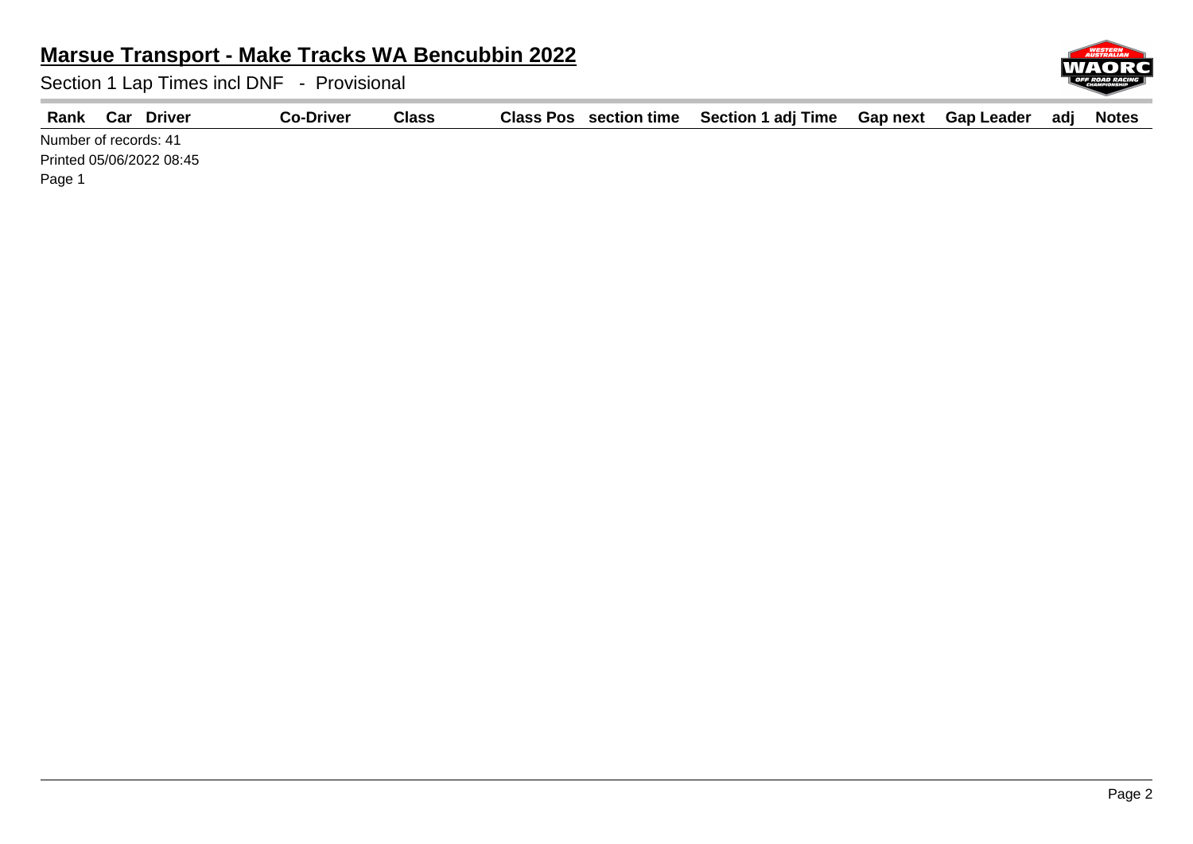# Marsue Transport - Make Tracks WA Bencubbin 2022

Section 1 Lap Times incl DNF - Provisional

| Rank | Car | Driver | Co-Driver | Class | Class Pos | section time | Section 1 adj Time | Gap next | Gap Leader | adj | Notes |
|---|---|---|---|---|---|---|---|---|---|---|---|

Number of records: 41

Printed 05/06/2022 08:45

Page 1